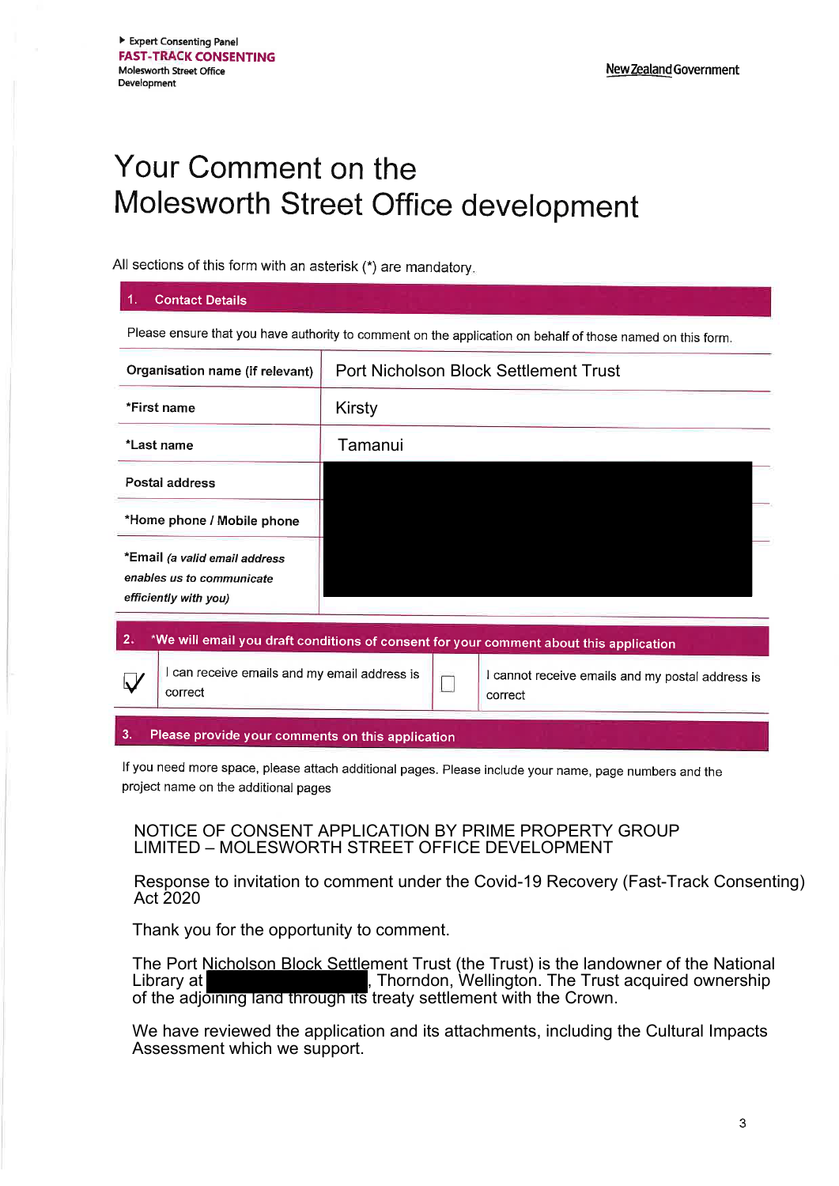▸ Expert Consenting Panel
**FAST-TRACK CONSENTING**
Molesworth Street Office
Development

New Zealand Government

# Your Comment on the Molesworth Street Office development

All sections of this form with an asterisk (*) are mandatory.

## 1. Contact Details

Please ensure that you have authority to comment on the application on behalf of those named on this form.

| | |
|---|---|
| **Organisation name (if relevant)** | Port Nicholson Block Settlement Trust |
| ***First name** | Kirsty |
| ***Last name** | Tamanui |
| **Postal address** | |
| ***Home phone / Mobile phone** | |
| ***Email** *(a valid email address enables us to communicate efficiently with you)* | |

## 2. *We will email you draft conditions of consent for your comment about this application

| | | | |
|---|---|---|---|
| ☑ | I can receive emails and my email address is correct | ☐ | I cannot receive emails and my postal address is correct |

## 3. Please provide your comments on this application

If you need more space, please attach additional pages. Please include your name, page numbers and the project name on the additional pages

NOTICE OF CONSENT APPLICATION BY PRIME PROPERTY GROUP LIMITED – MOLESWORTH STREET OFFICE DEVELOPMENT

Response to invitation to comment under the Covid-19 Recovery (Fast-Track Consenting) Act 2020

Thank you for the opportunity to comment.

The Port Nicholson Block Settlement Trust (the Trust) is the landowner of the National Library at , Thorndon, Wellington. The Trust acquired ownership of the adjoining land through its treaty settlement with the Crown.

We have reviewed the application and its attachments, including the Cultural Impacts Assessment which we support.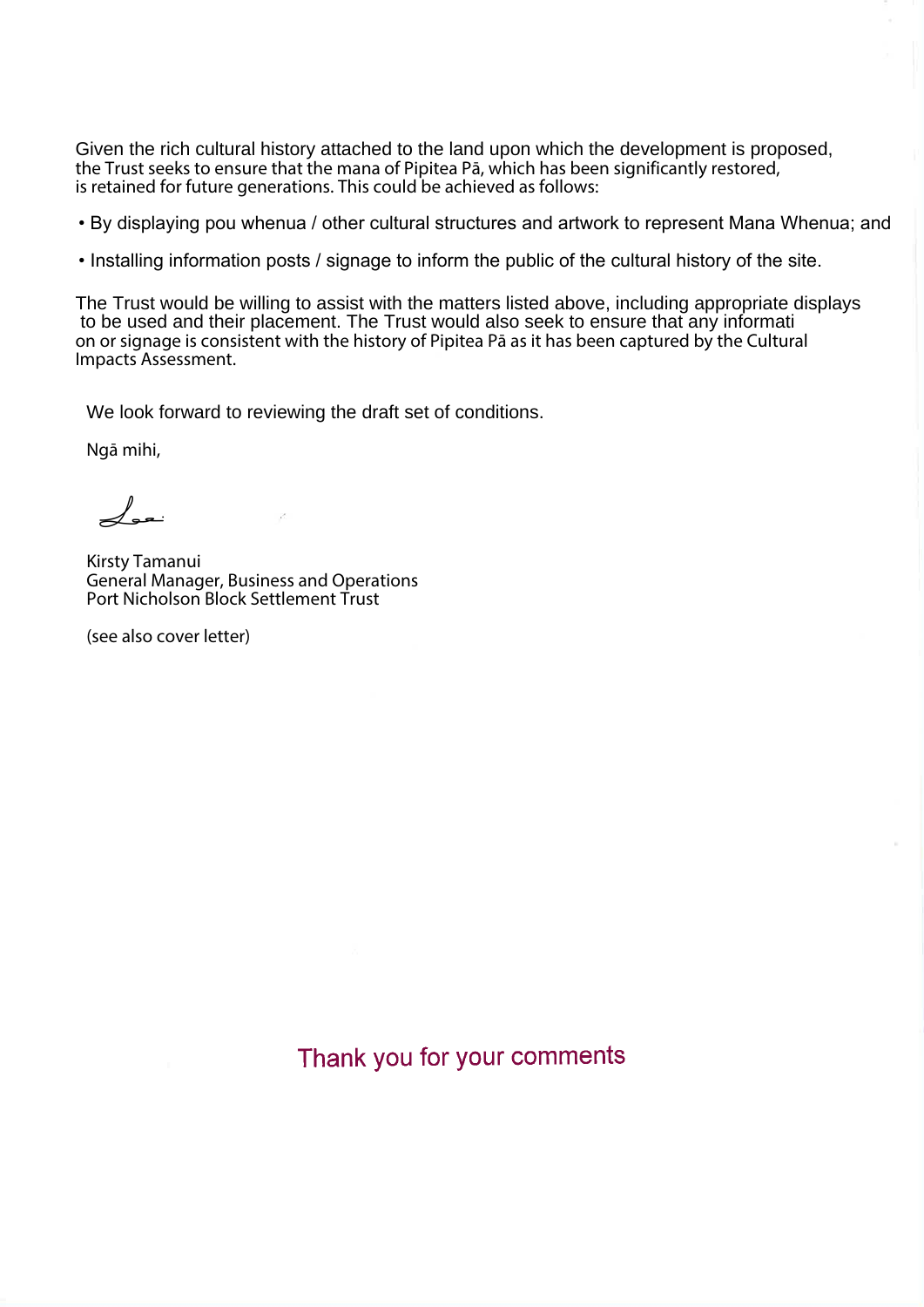Given the rich cultural history attached to the land upon which the development is proposed, the Trust seeks to ensure that the mana of Pipitea Pā, which has been significantly restored, is retained for future generations. This could be achieved as follows:

- By displaying pou whenua / other cultural structures and artwork to represent Mana Whenua; and
- Installing information posts / signage to inform the public of the cultural history of the site.

The Trust would be willing to assist with the matters listed above, including appropriate displays to be used and their placement. The Trust would also seek to ensure that any informati on or signage is consistent with the history of Pipitea Pā as it has been captured by the Cultural Impacts Assessment.

We look forward to reviewing the draft set of conditions.

Ngā mihi,

Kirsty Tamanui
General Manager, Business and Operations
Port Nicholson Block Settlement Trust

(see also cover letter)

Thank you for your comments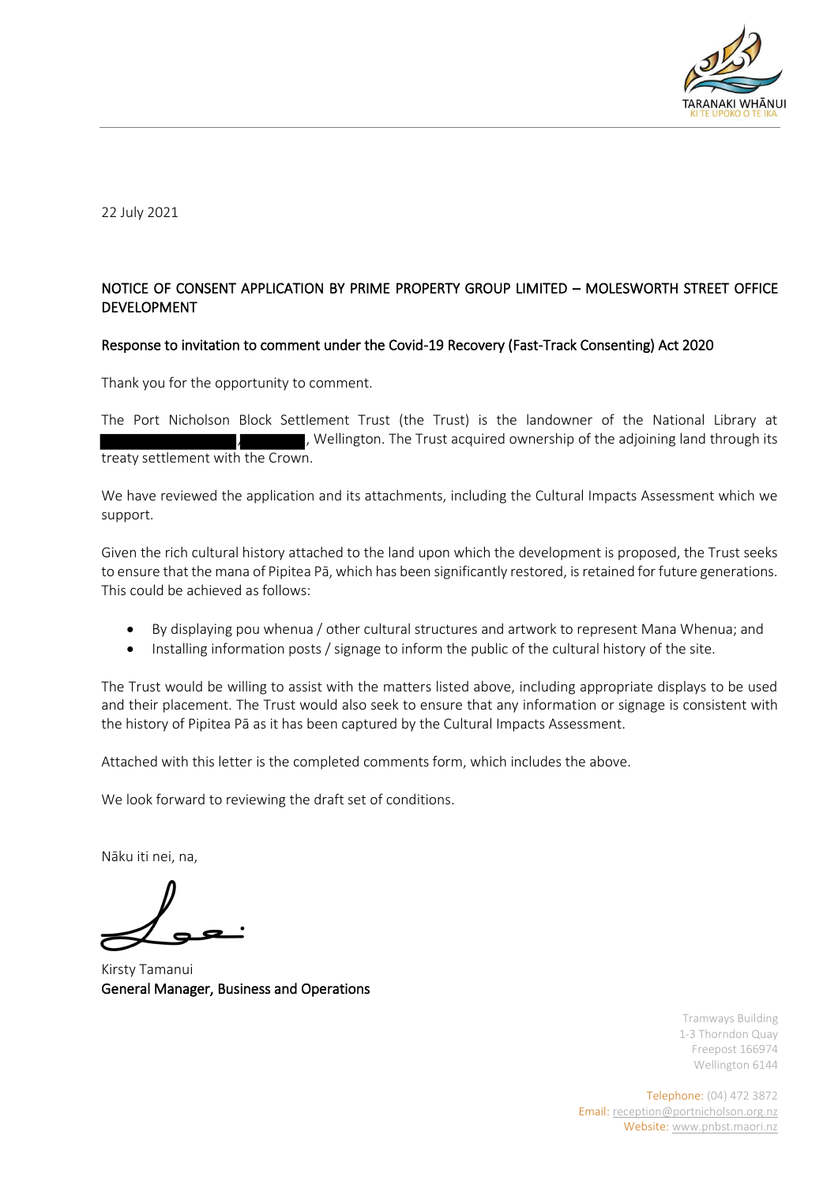22 July 2021

**NOTICE OF CONSENT APPLICATION BY PRIME PROPERTY GROUP LIMITED – MOLESWORTH STREET OFFICE DEVELOPMENT**

**Response to invitation to comment under the Covid-19 Recovery (Fast-Track Consenting) Act 2020**

Thank you for the opportunity to comment.

The Port Nicholson Block Settlement Trust (the Trust) is the landowner of the National Library at [redacted], [redacted], Wellington. The Trust acquired ownership of the adjoining land through its treaty settlement with the Crown.

We have reviewed the application and its attachments, including the Cultural Impacts Assessment which we support.

Given the rich cultural history attached to the land upon which the development is proposed, the Trust seeks to ensure that the mana of Pipitea Pā, which has been significantly restored, is retained for future generations. This could be achieved as follows:

- By displaying pou whenua / other cultural structures and artwork to represent Mana Whenua; and
- Installing information posts / signage to inform the public of the cultural history of the site.

The Trust would be willing to assist with the matters listed above, including appropriate displays to be used and their placement. The Trust would also seek to ensure that any information or signage is consistent with the history of Pipitea Pā as it has been captured by the Cultural Impacts Assessment.

Attached with this letter is the completed comments form, which includes the above.

We look forward to reviewing the draft set of conditions.

Nāku iti nei, na,

Kirsty Tamanui  
**General Manager, Business and Operations**

Tramways Building  
1-3 Thorndon Quay  
Freepost 166974  
Wellington 6144

Telephone: (04) 472 3872  
Email: reception@portnicholson.org.nz  
Website: www.pnbst.maori.nz